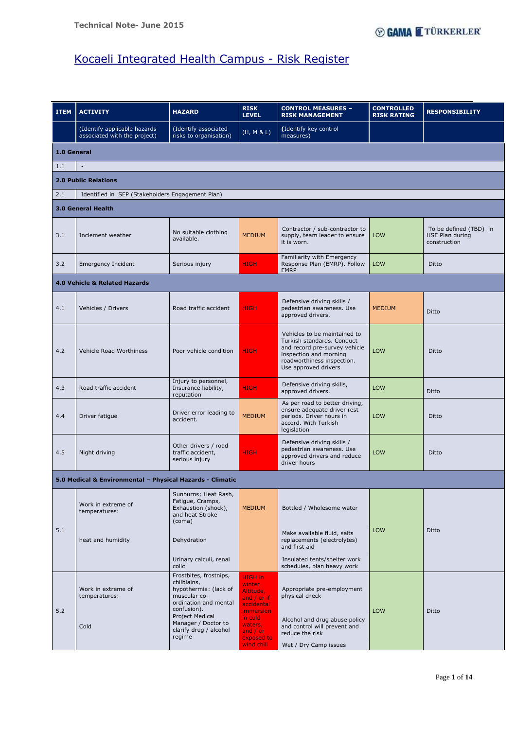# Kocaeli Integrated Health Campus - Risk Register

| ITEM | ACTIVITY | HAZARD | RISK LEVEL | CONTROL MEASURES – RISK MANAGEMENT | CONTROLLED RISK RATING | RESPONSIBILITY |
|---|---|---|---|---|---|---|
| | (Identify applicable hazards associated with the project) | (Identify associated risks to organisation) | (H, M & L) | (Identify key control measures) | | |
| **1.0 General** | | | | | | |
| 1.1 | - | | | | | |
| **2.0 Public Relations** | | | | | | |
| 2.1 | Identified in SEP (Stakeholders Engagement Plan) | | | | | |
| **3.0 General Health** | | | | | | |
| 3.1 | Inclement weather | No suitable clothing available. | MEDIUM | Contractor / sub-contractor to supply, team leader to ensure it is worn. | LOW | To be defined (TBD) in HSE Plan during construction |
| 3.2 | Emergency Incident | Serious injury | HIGH | Familiarity with Emergency Response Plan (EMRP). Follow EMRP | LOW | Ditto |
| **4.0 Vehicle & Related Hazards** | | | | | | |
| 4.1 | Vehicles / Drivers | Road traffic accident | HIGH | Defensive driving skills / pedestrian awareness. Use approved drivers. | MEDIUM | Ditto |
| 4.2 | Vehicle Road Worthiness | Poor vehicle condition | HIGH | Vehicles to be maintained to Turkish standards. Conduct and record pre-survey vehicle inspection and morning roadworthiness inspection. Use approved drivers | LOW | Ditto |
| 4.3 | Road traffic accident | Injury to personnel, Insurance liability, reputation | HIGH | Defensive driving skills, approved drivers. | LOW | Ditto |
| 4.4 | Driver fatigue | Driver error leading to accident. | MEDIUM | As per road to better driving, ensure adequate driver rest periods. Driver hours in accord. With Turkish legislation | LOW | Ditto |
| 4.5 | Night driving | Other drivers / road traffic accident, serious injury | HIGH | Defensive driving skills / pedestrian awareness. Use approved drivers and reduce driver hours | LOW | Ditto |
| **5.0 Medical & Environmental – Physical Hazards - Climatic** | | | | | | |
| 5.1 | Work in extreme of temperatures: heat and humidity | Sunburns; Heat Rash, Fatigue, Cramps, Exhaustion (shock), and heat Stroke (coma) Dehydration Urinary calculi, renal colic | MEDIUM | Bottled / Wholesome water Make available fluid, salts replacements (electrolytes) and first aid Insulated tents/shelter work schedules, plan heavy work | LOW | Ditto |
| 5.2 | Work in extreme of temperatures: Cold | Frostbites, frostnips, chilblains, hypothermia: (lack of muscular co-ordination and mental confusion). Project Medical Manager / Doctor to clarify drug / alcohol regime | HIGH in winter Altitude, and / or if accidental immersion in cold waters, and / or exposed to wind chill | Appropriate pre-employment physical check Alcohol and drug abuse policy and control will prevent and reduce the risk Wet / Dry Camp issues | LOW | Ditto |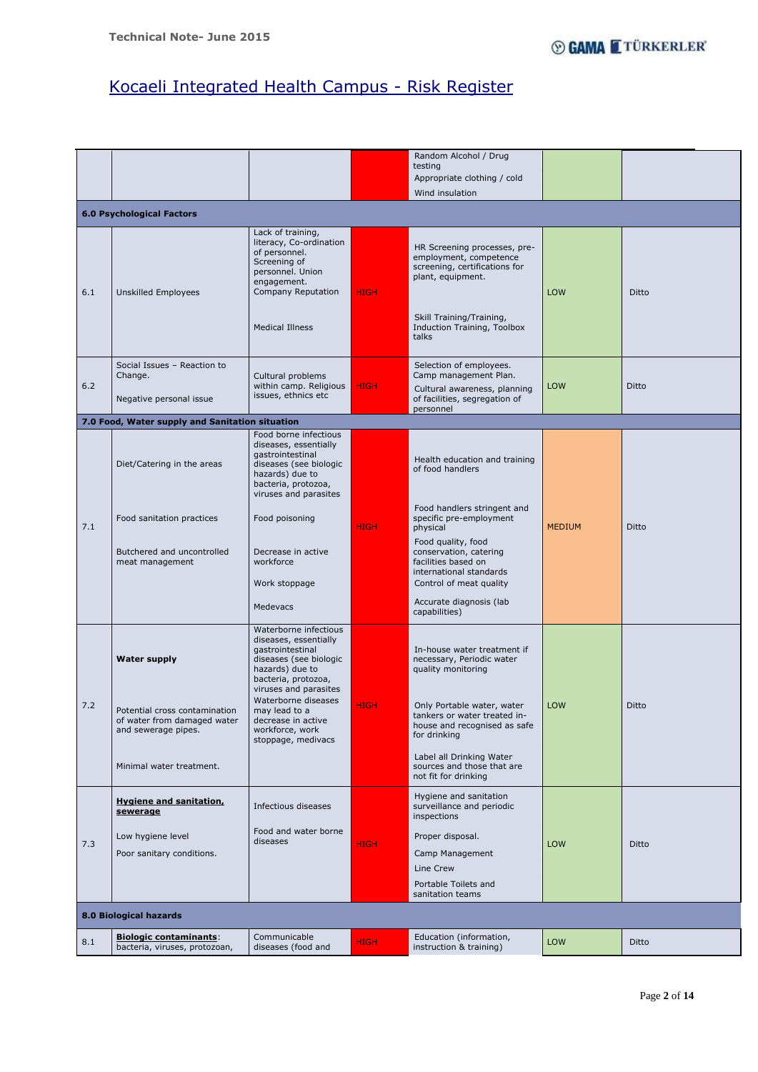## Kocaeli Integrated Health Campus - Risk Register

| | | | | | | |
|---|---|---|---|---|---|---|
| | | | | Random Alcohol / Drug testing<br>Appropriate clothing / cold<br>Wind insulation | | |
| **6.0 Psychological Factors** | | | | | | |
| 6.1 | Unskilled Employees | Lack of training, literacy, Co-ordination of personnel. Screening of personnel. Union engagement.<br>Company Reputation<br><br>Medical Illness | HIGH | HR Screening processes, pre-employment, competence screening, certifications for plant, equipment.<br><br>Skill Training/Training, Induction Training, Toolbox talks | LOW | Ditto |
| 6.2 | Social Issues – Reaction to Change.<br><br>Negative personal issue | Cultural problems within camp. Religious issues, ethnics etc | HIGH | Selection of employees. Camp management Plan.<br>Cultural awareness, planning of facilities, segregation of personnel | LOW | Ditto |
| **7.0 Food, Water supply and Sanitation situation** | | | | | | |
| 7.1 | Diet/Catering in the areas<br><br>Food sanitation practices<br><br>Butchered and uncontrolled meat management | Food borne infectious diseases, essentially gastrointestinal diseases (see biologic hazards) due to bacteria, protozoa, viruses and parasites<br><br>Food poisoning<br><br>Decrease in active workforce<br><br>Work stoppage<br><br>Medevacs | HIGH | Health education and training of food handlers<br><br>Food handlers stringent and specific pre-employment physical<br>Food quality, food conservation, catering facilities based on international standards<br>Control of meat quality<br><br>Accurate diagnosis (lab capabilities) | MEDIUM | Ditto |
| 7.2 | **Water supply**<br><br>Potential cross contamination of water from damaged water and sewerage pipes.<br><br>Minimal water treatment. | Waterborne infectious diseases, essentially gastrointestinal diseases (see biologic hazards) due to bacteria, protozoa, viruses and parasites<br>Waterborne diseases may lead to a decrease in active workforce, work stoppage, medivacs | HIGH | In-house water treatment if necessary, Periodic water quality monitoring<br><br>Only Portable water, water tankers or water treated in-house and recognised as safe for drinking<br><br>Label all Drinking Water sources and those that are not fit for drinking | LOW | Ditto |
| 7.3 | **Hygiene and sanitation, sewerage**<br><br>Low hygiene level<br>Poor sanitary conditions. | Infectious diseases<br><br>Food and water borne diseases | HIGH | Hygiene and sanitation surveillance and periodic inspections<br>Proper disposal.<br>Camp Management<br>Line Crew<br>Portable Toilets and sanitation teams | LOW | Ditto |
| **8.0 Biological hazards** | | | | | | |
| 8.1 | **Biologic contaminants**: bacteria, viruses, protozoan, | Communicable diseases (food and | HIGH | Education (information, instruction & training) | LOW | Ditto |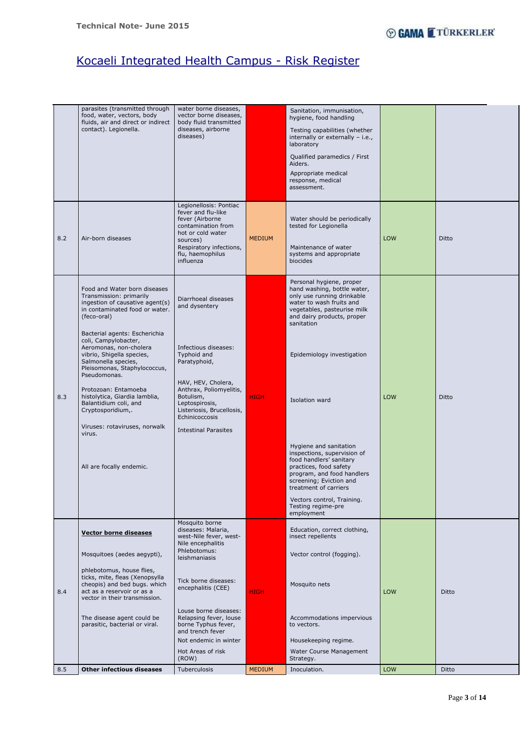## Kocaeli Integrated Health Campus - Risk Register

| | | | | | | |
|---|---|---|---|---|---|---|
| | parasites (transmitted through food, water, vectors, body fluids, air and direct or indirect contact). Legionella. | water borne diseases, vector borne diseases, body fluid transmitted diseases, airborne diseases) | | Sanitation, immunisation, hygiene, food handling<br><br>Testing capabilities (whether internally or externally – i.e., laboratory<br><br>Qualified paramedics / First Aiders.<br><br>Appropriate medical response, medical assessment. | | |
| 8.2 | Air-born diseases | Legionellosis: Pontiac fever and flu-like fever (Airborne contamination from hot or cold water sources)<br>Respiratory infections, flu, haemophilus influenza | MEDIUM | Water should be periodically tested for Legionella<br><br>Maintenance of water systems and appropriate biocides | LOW | Ditto |
| 8.3 | Food and Water born diseases Transmission: primarily ingestion of causative agent(s) in contaminated food or water. (feco-oral)<br><br>Bacterial agents: Escherichia coli, Campylobacter, Aeromonas, non-cholera vibrio, Shigella species, Salmonella species, Pleisomonas, Staphylococcus, Pseudomonas.<br><br>Protozoan: Entamoeba histolytica, Giardia lamblia, Balantidium coli, and Cryptosporidium,.<br><br>Viruses: rotaviruses, norwalk virus.<br><br>All are focally endemic. | Diarrhoeal diseases and dysentery<br><br>Infectious diseases: Typhoid and Paratyphoid,<br><br>HAV, HEV, Cholera, Anthrax, Poliomyelitis, Botulism, Leptospirosis, Listeriosis, Brucellosis, Echinicoccosis<br><br>Intestinal Parasites | HIGH | Personal hygiene, proper hand washing, bottle water, only use running drinkable water to wash fruits and vegetables, pasteurise milk and dairy products, proper sanitation<br><br>Epidemiology investigation<br><br>Isolation ward<br><br>Hygiene and sanitation inspections, supervision of food handlers' sanitary practices, food safety program, and food handlers screening; Eviction and treatment of carriers<br><br>Vectors control, Training. Testing regime-pre employment | LOW | Ditto |
| 8.4 | **Vector borne diseases**<br><br>Mosquitoes (aedes aegypti),<br><br>phlebotomus, house flies, ticks, mite, fleas (Xenopsylla cheopis) and bed bugs. which act as a reservoir or as a vector in their transmission.<br><br>The disease agent could be parasitic, bacterial or viral. | Mosquito borne diseases: Malaria, west-Nile fever, west-Nile encephalitis<br>Phlebotomus: leishmaniasis<br><br>Tick borne diseases: encephalitis (CEE)<br><br>Louse borne diseases: Relapsing fever, louse borne Typhus fever, and trench fever<br>Not endemic in winter<br>Hot Areas of risk (ROW) | HIGH | Education, correct clothing, insect repellents<br><br>Vector control (fogging).<br><br>Mosquito nets<br><br>Accommodations impervious to vectors.<br><br>Housekeeping regime.<br><br>Water Course Management Strategy. | LOW | Ditto |
| 8.5 | **Other infectious diseases** | Tuberculosis | MEDIUM | Inoculation. | LOW | Ditto |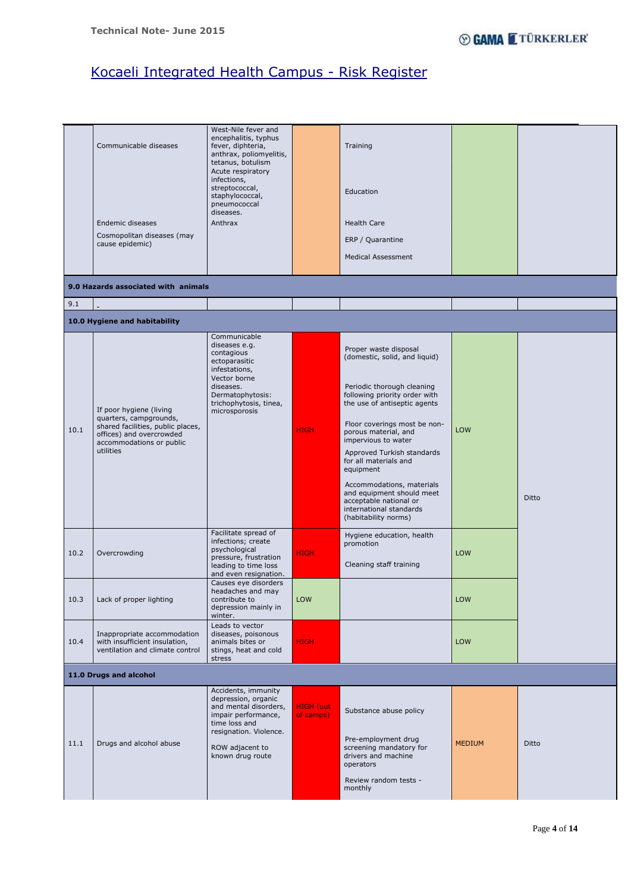# Kocaeli Integrated Health Campus - Risk Register

| | | | | | | |
|---|---|---|---|---|---|---|
| | Communicable diseases<br><br>Endemic diseases<br>Cosmopolitan diseases (may cause epidemic) | West-Nile fever and encephalitis, typhus fever, diphteria, anthrax, poliomyelitis, tetanus, botulism<br>Acute respiratory infections, streptococcal, staphylococcal, pneumococcal diseases.<br>Anthrax | | Training<br><br>Education<br><br>Health Care<br>ERP / Quarantine<br>Medical Assessment | | |
| **9.0 Hazards associated with animals** | | | | | | |
| 9.1 | - | | | | | |
| **10.0 Hygiene and habitability** | | | | | | |
| 10.1 | If poor hygiene (living quarters, campgrounds, shared facilities, public places, offices) and overcrowded accommodations or public utilities | Communicable diseases e.g. contagious ectoparasitic infestations, Vector borne diseases. Dermatophytosis: trichophytosis, tinea, microsporosis | HIGH | Proper waste disposal (domestic, solid, and liquid)<br><br>Periodic thorough cleaning following priority order with the use of antiseptic agents<br><br>Floor coverings most be non-porous material, and impervious to water<br>Approved Turkish standards for all materials and equipment<br><br>Accommodations, materials and equipment should meet acceptable national or international standards (habitability norms) | LOW | Ditto |
| 10.2 | Overcrowding | Facilitate spread of infections; create psychological pressure, frustration leading to time loss and even resignation. | HIGH | Hygiene education, health promotion<br><br>Cleaning staff training | LOW | |
| 10.3 | Lack of proper lighting | Causes eye disorders headaches and may contribute to depression mainly in winter. | LOW | | LOW | |
| 10.4 | Inappropriate accommodation with insufficient insulation, ventilation and climate control | Leads to vector diseases, poisonous animals bites or stings, heat and cold stress | HIGH | | LOW | |
| **11.0 Drugs and alcohol** | | | | | | |
| 11.1 | Drugs and alcohol abuse | Accidents, immunity depression, organic and mental disorders, impair performance, time loss and resignation. Violence.<br><br>ROW adjacent to known drug route | HIGH (out of camps) | Substance abuse policy<br><br>Pre-employment drug screening mandatory for drivers and machine operators<br><br>Review random tests - monthly | MEDIUM | Ditto |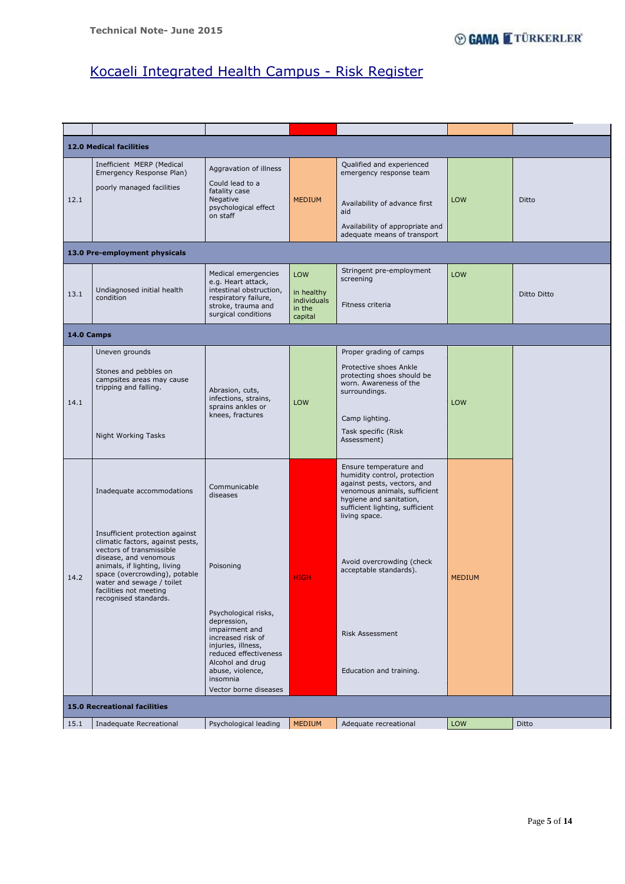# Kocaeli Integrated Health Campus - Risk Register

| | | | | | | |
|---|---|---|---|---|---|---|
| **12.0 Medical facilities** | | | | | | |
| 12.1 | Inefficient MERP (Medical Emergency Response Plan)<br><br>poorly managed facilities | Aggravation of illness<br><br>Could lead to a fatality case<br>Negative psychological effect on staff | MEDIUM | Qualified and experienced emergency response team<br><br>Availability of advance first aid<br><br>Availability of appropriate and adequate means of transport | LOW | Ditto |
| **13.0 Pre-employment physicals** | | | | | | |
| 13.1 | Undiagnosed initial health condition | Medical emergencies e.g. Heart attack, intestinal obstruction, respiratory failure, stroke, trauma and surgical conditions | LOW<br><br>in healthy individuals in the capital | Stringent pre-employment screening<br><br>Fitness criteria | LOW | Ditto Ditto |
| **14.0 Camps** | | | | | | |
| 14.1 | Uneven grounds<br><br>Stones and pebbles on campsites areas may cause tripping and falling.<br><br>Night Working Tasks | Abrasion, cuts, infections, strains, sprains ankles or knees, fractures | LOW | Proper grading of camps<br><br>Protective shoes Ankle protecting shoes should be worn. Awareness of the surroundings.<br><br>Camp lighting.<br><br>Task specific (Risk Assessment) | LOW | |
| 14.2 | Inadequate accommodations<br><br>Insufficient protection against climatic factors, against pests, vectors of transmissible disease, and venomous animals, if lighting, living space (overcrowding), potable water and sewage / toilet facilities not meeting recognised standards. | Communicable diseases<br><br>Poisoning<br><br>Psychological risks, depression, impairment and increased risk of injuries, illness, reduced effectiveness Alcohol and drug abuse, violence, insomnia<br><br>Vector borne diseases | HIGH | Ensure temperature and humidity control, protection against pests, vectors, and venomous animals, sufficient hygiene and sanitation, sufficient lighting, sufficient living space.<br><br>Avoid overcrowding (check acceptable standards).<br><br>Risk Assessment<br><br>Education and training. | MEDIUM | |
| **15.0 Recreational facilities** | | | | | | |
| 15.1 | Inadequate Recreational | Psychological leading | MEDIUM | Adequate recreational | LOW | Ditto |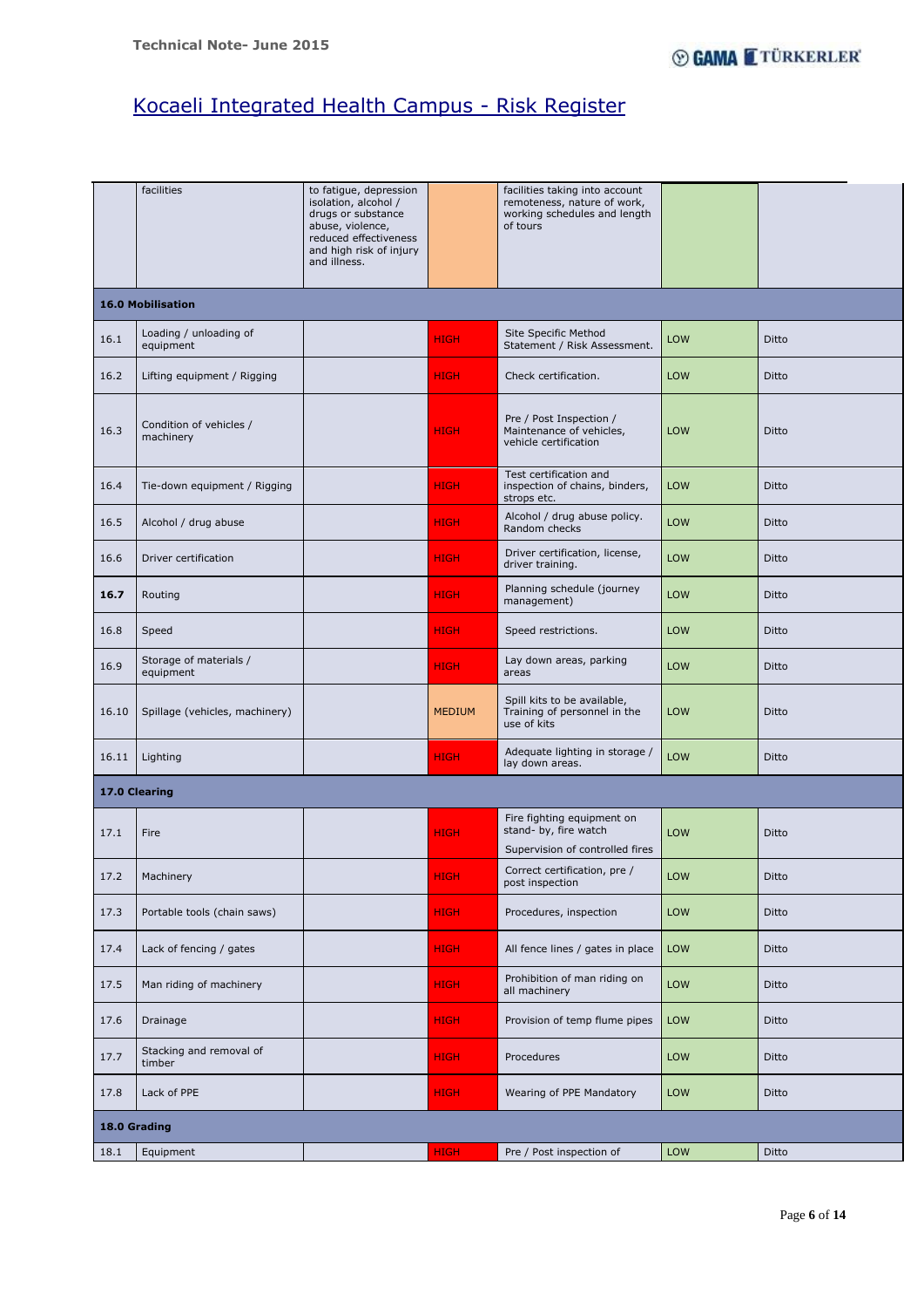# Kocaeli Integrated Health Campus - Risk Register

| | | | | | | |
|---|---|---|---|---|---|---|
| | facilities | to fatigue, depression isolation, alcohol / drugs or substance abuse, violence, reduced effectiveness and high risk of injury and illness. | | facilities taking into account remoteness, nature of work, working schedules and length of tours | | |
| **16.0 Mobilisation** | | | | | | |
| 16.1 | Loading / unloading of equipment | | HIGH | Site Specific Method Statement / Risk Assessment. | LOW | Ditto |
| 16.2 | Lifting equipment / Rigging | | HIGH | Check certification. | LOW | Ditto |
| 16.3 | Condition of vehicles / machinery | | HIGH | Pre / Post Inspection / Maintenance of vehicles, vehicle certification | LOW | Ditto |
| 16.4 | Tie-down equipment / Rigging | | HIGH | Test certification and inspection of chains, binders, strops etc. | LOW | Ditto |
| 16.5 | Alcohol / drug abuse | | HIGH | Alcohol / drug abuse policy. Random checks | LOW | Ditto |
| 16.6 | Driver certification | | HIGH | Driver certification, license, driver training. | LOW | Ditto |
| **16.7** | Routing | | HIGH | Planning schedule (journey management) | LOW | Ditto |
| 16.8 | Speed | | HIGH | Speed restrictions. | LOW | Ditto |
| 16.9 | Storage of materials / equipment | | HIGH | Lay down areas, parking areas | LOW | Ditto |
| 16.10 | Spillage (vehicles, machinery) | | MEDIUM | Spill kits to be available, Training of personnel in the use of kits | LOW | Ditto |
| 16.11 | Lighting | | HIGH | Adequate lighting in storage / lay down areas. | LOW | Ditto |
| **17.0 Clearing** | | | | | | |
| 17.1 | Fire | | HIGH | Fire fighting equipment on stand- by, fire watch<br>Supervision of controlled fires | LOW | Ditto |
| 17.2 | Machinery | | HIGH | Correct certification, pre / post inspection | LOW | Ditto |
| 17.3 | Portable tools (chain saws) | | HIGH | Procedures, inspection | LOW | Ditto |
| 17.4 | Lack of fencing / gates | | HIGH | All fence lines / gates in place | LOW | Ditto |
| 17.5 | Man riding of machinery | | HIGH | Prohibition of man riding on all machinery | LOW | Ditto |
| 17.6 | Drainage | | HIGH | Provision of temp flume pipes | LOW | Ditto |
| 17.7 | Stacking and removal of timber | | HIGH | Procedures | LOW | Ditto |
| 17.8 | Lack of PPE | | HIGH | Wearing of PPE Mandatory | LOW | Ditto |
| **18.0 Grading** | | | | | | |
| 18.1 | Equipment | | HIGH | Pre / Post inspection of | LOW | Ditto |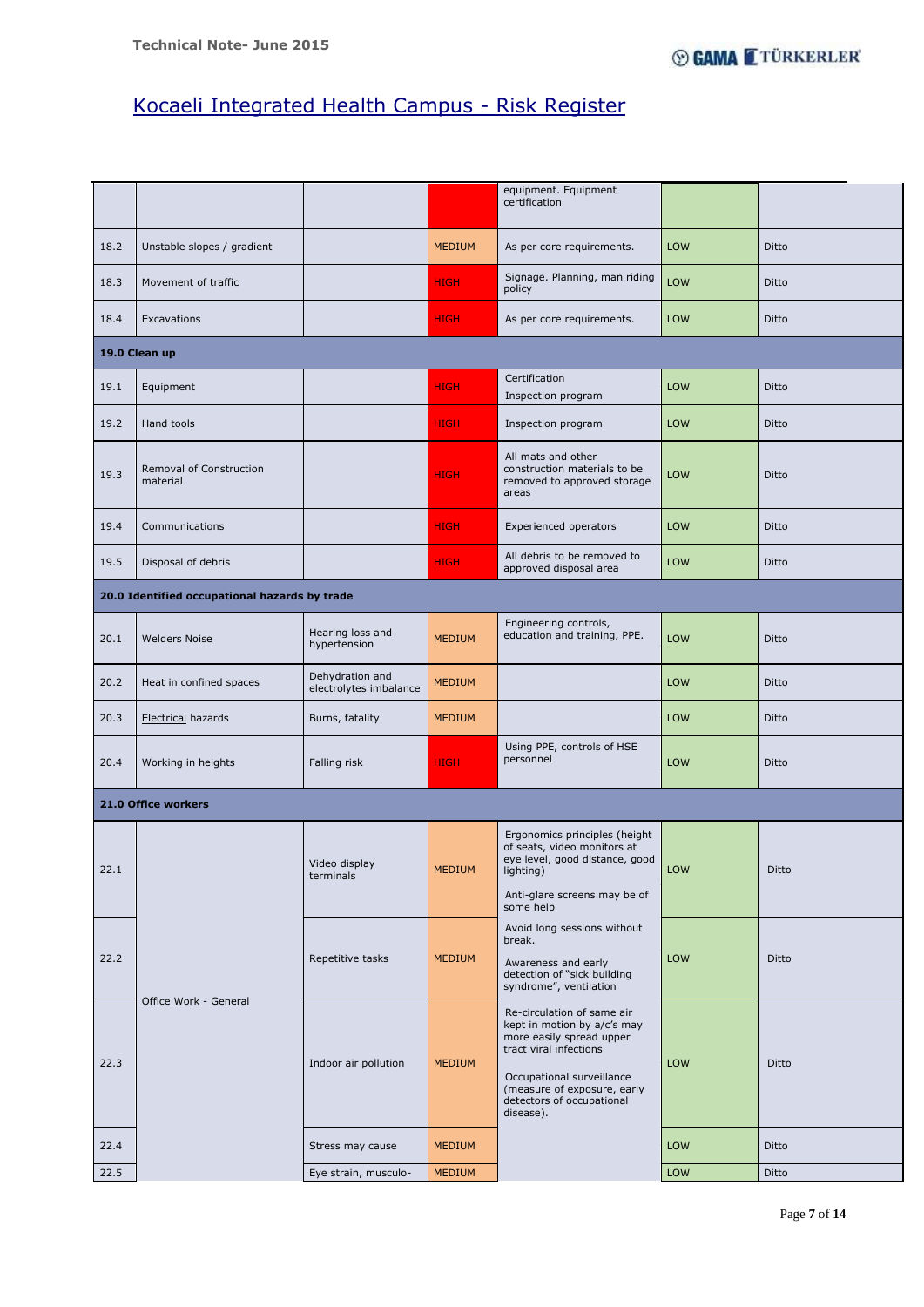# Kocaeli Integrated Health Campus - Risk Register

| | | | | | | |
|---|---|---|---|---|---|---|
| | | | | equipment. Equipment certification | | |
| 18.2 | Unstable slopes / gradient | | MEDIUM | As per core requirements. | LOW | Ditto |
| 18.3 | Movement of traffic | | HIGH | Signage. Planning, man riding policy | LOW | Ditto |
| 18.4 | Excavations | | HIGH | As per core requirements. | LOW | Ditto |
| **19.0 Clean up** | | | | | | |
| 19.1 | Equipment | | HIGH | Certification<br>Inspection program | LOW | Ditto |
| 19.2 | Hand tools | | HIGH | Inspection program | LOW | Ditto |
| 19.3 | Removal of Construction material | | HIGH | All mats and other construction materials to be removed to approved storage areas | LOW | Ditto |
| 19.4 | Communications | | HIGH | Experienced operators | LOW | Ditto |
| 19.5 | Disposal of debris | | HIGH | All debris to be removed to approved disposal area | LOW | Ditto |
| **20.0 Identified occupational hazards by trade** | | | | | | |
| 20.1 | Welders Noise | Hearing loss and hypertension | MEDIUM | Engineering controls, education and training, PPE. | LOW | Ditto |
| 20.2 | Heat in confined spaces | Dehydration and electrolytes imbalance | MEDIUM | | LOW | Ditto |
| 20.3 | Electrical hazards | Burns, fatality | MEDIUM | | LOW | Ditto |
| 20.4 | Working in heights | Falling risk | HIGH | Using PPE, controls of HSE personnel | LOW | Ditto |
| **21.0 Office workers** | | | | | | |
| 22.1 | Office Work - General | Video display terminals | MEDIUM | Ergonomics principles (height of seats, video monitors at eye level, good distance, good lighting)<br>Anti-glare screens may be of some help | LOW | Ditto |
| 22.2 | | Repetitive tasks | MEDIUM | Avoid long sessions without break.<br>Awareness and early detection of "sick building syndrome", ventilation | LOW | Ditto |
| 22.3 | | Indoor air pollution | MEDIUM | Re-circulation of same air kept in motion by a/c's may more easily spread upper tract viral infections<br>Occupational surveillance (measure of exposure, early detectors of occupational disease). | LOW | Ditto |
| 22.4 | | Stress may cause | MEDIUM | | LOW | Ditto |
| 22.5 | | Eye strain, musculo- | MEDIUM | | LOW | Ditto |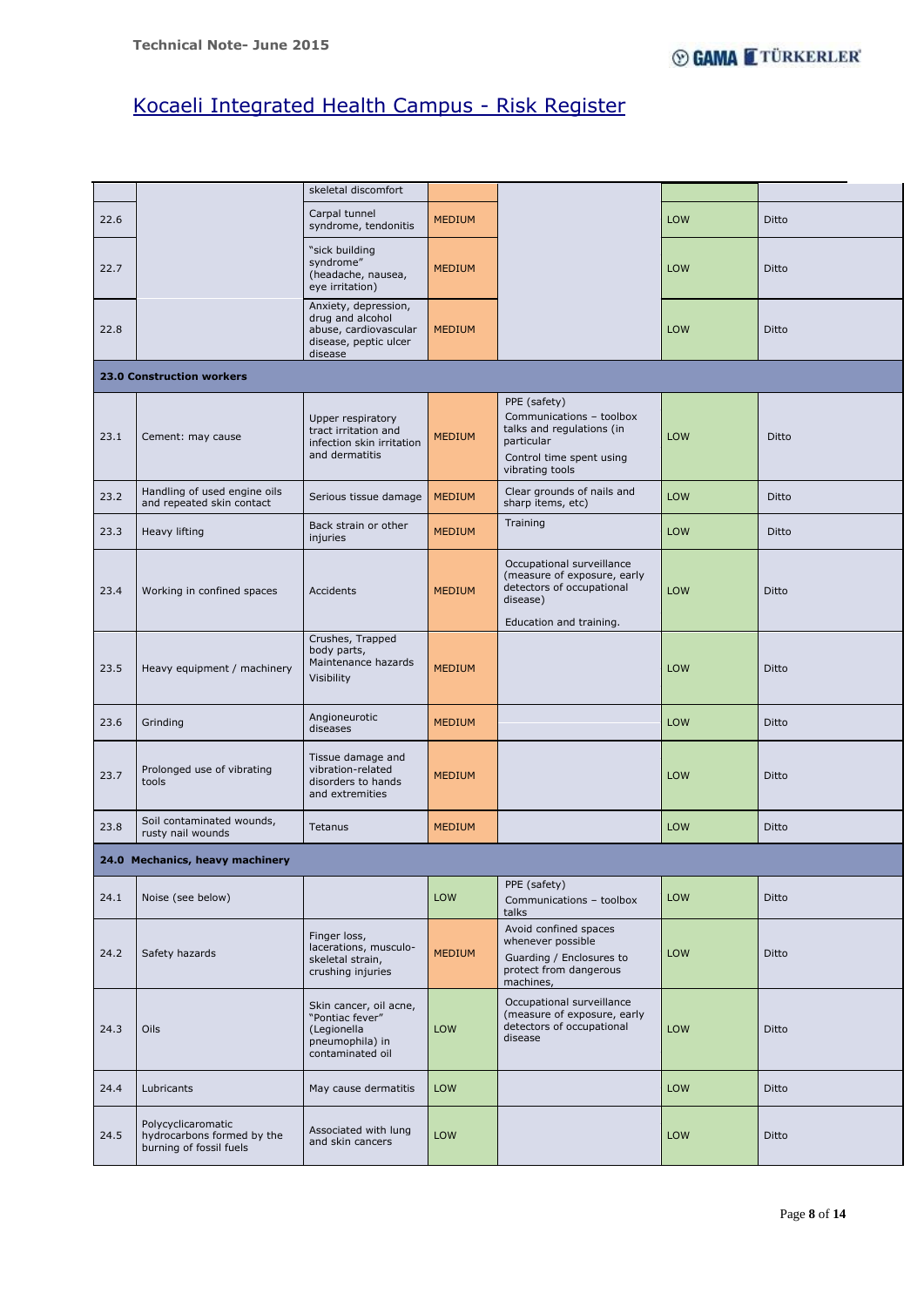## Kocaeli Integrated Health Campus - Risk Register

| | | | | | | |
|---|---|---|---|---|---|---|
| | | skeletal discomfort | | | | |
| 22.6 | | Carpal tunnel syndrome, tendonitis | MEDIUM | | LOW | Ditto |
| 22.7 | | "sick building syndrome" (headache, nausea, eye irritation) | MEDIUM | | LOW | Ditto |
| 22.8 | | Anxiety, depression, drug and alcohol abuse, cardiovascular disease, peptic ulcer disease | MEDIUM | | LOW | Ditto |
| **23.0 Construction workers** | | | | | | |
| 23.1 | Cement: may cause | Upper respiratory tract irritation and infection skin irritation and dermatitis | MEDIUM | PPE (safety)<br>Communications – toolbox talks and regulations (in particular<br>Control time spent using vibrating tools | LOW | Ditto |
| 23.2 | Handling of used engine oils and repeated skin contact | Serious tissue damage | MEDIUM | Clear grounds of nails and sharp items, etc) | LOW | Ditto |
| 23.3 | Heavy lifting | Back strain or other injuries | MEDIUM | Training | LOW | Ditto |
| 23.4 | Working in confined spaces | Accidents | MEDIUM | Occupational surveillance (measure of exposure, early detectors of occupational disease)<br>Education and training. | LOW | Ditto |
| 23.5 | Heavy equipment / machinery | Crushes, Trapped body parts, Maintenance hazards Visibility | MEDIUM | | LOW | Ditto |
| 23.6 | Grinding | Angioneurotic diseases | MEDIUM | | LOW | Ditto |
| 23.7 | Prolonged use of vibrating tools | Tissue damage and vibration-related disorders to hands and extremities | MEDIUM | | LOW | Ditto |
| 23.8 | Soil contaminated wounds, rusty nail wounds | Tetanus | MEDIUM | | LOW | Ditto |
| **24.0 Mechanics, heavy machinery** | | | | | | |
| 24.1 | Noise (see below) | | LOW | PPE (safety)<br>Communications – toolbox talks | LOW | Ditto |
| 24.2 | Safety hazards | Finger loss, lacerations, musculo-skeletal strain, crushing injuries | MEDIUM | Avoid confined spaces whenever possible<br>Guarding / Enclosures to protect from dangerous machines, | LOW | Ditto |
| 24.3 | Oils | Skin cancer, oil acne, "Pontiac fever" (Legionella pneumophila) in contaminated oil | LOW | Occupational surveillance (measure of exposure, early detectors of occupational disease | LOW | Ditto |
| 24.4 | Lubricants | May cause dermatitis | LOW | | LOW | Ditto |
| 24.5 | Polycyclicaromatic hydrocarbons formed by the burning of fossil fuels | Associated with lung and skin cancers | LOW | | LOW | Ditto |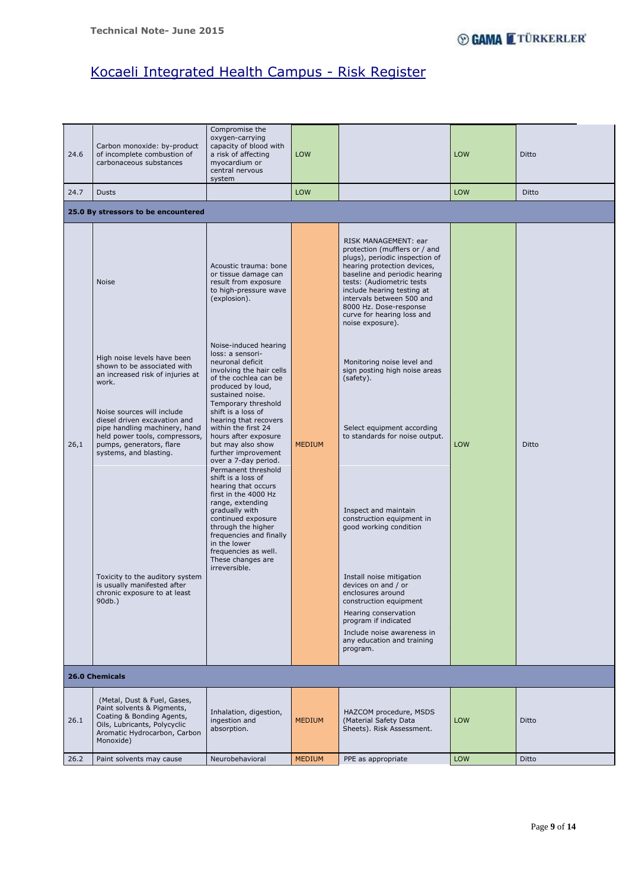# Kocaeli Integrated Health Campus - Risk Register

| | | | | | | |
|---|---|---|---|---|---|---|
| 24.6 | Carbon monoxide: by-product of incomplete combustion of carbonaceous substances | Compromise the oxygen-carrying capacity of blood with a risk of affecting myocardium or central nervous system | LOW | | LOW | Ditto |
| 24.7 | Dusts | | LOW | | LOW | Ditto |
| **25.0 By stressors to be encountered** | | | | | | |
| 26,1 | Noise<br><br>High noise levels have been shown to be associated with an increased risk of injuries at work.<br><br>Noise sources will include diesel driven excavation and pipe handling machinery, hand held power tools, compressors, pumps, generators, flare systems, and blasting.<br><br>Toxicity to the auditory system is usually manifested after chronic exposure to at least 90db.) | Acoustic trauma: bone or tissue damage can result from exposure to high-pressure wave (explosion).<br><br>Noise-induced hearing loss: a sensori-neuronal deficit involving the hair cells of the cochlea can be produced by loud, sustained noise. Temporary threshold shift is a loss of hearing that recovers within the first 24 hours after exposure but may also show further improvement over a 7-day period.<br><br>Permanent threshold shift is a loss of hearing that occurs first in the 4000 Hz range, extending gradually with continued exposure through the higher frequencies and finally in the lower frequencies as well. These changes are irreversible. | MEDIUM | RISK MANAGEMENT: ear protection (mufflers or / and plugs), periodic inspection of hearing protection devices, baseline and periodic hearing tests: (Audiometric tests include hearing testing at intervals between 500 and 8000 Hz. Dose-response curve for hearing loss and noise exposure).<br><br>Monitoring noise level and sign posting high noise areas (safety).<br><br>Select equipment according to standards for noise output.<br><br>Inspect and maintain construction equipment in good working condition<br><br>Install noise mitigation devices on and / or enclosures around construction equipment<br><br>Hearing conservation program if indicated<br><br>Include noise awareness in any education and training program. | LOW | Ditto |
| **26.0 Chemicals** | | | | | | |
| 26.1 | (Metal, Dust & Fuel, Gases, Paint solvents & Pigments, Coating & Bonding Agents, Oils, Lubricants, Polycyclic Aromatic Hydrocarbon, Carbon Monoxide) | Inhalation, digestion, ingestion and absorption. | MEDIUM | HAZCOM procedure, MSDS (Material Safety Data Sheets). Risk Assessment. | LOW | Ditto |
| 26.2 | Paint solvents may cause | Neurobehavioral | MEDIUM | PPE as appropriate | LOW | Ditto |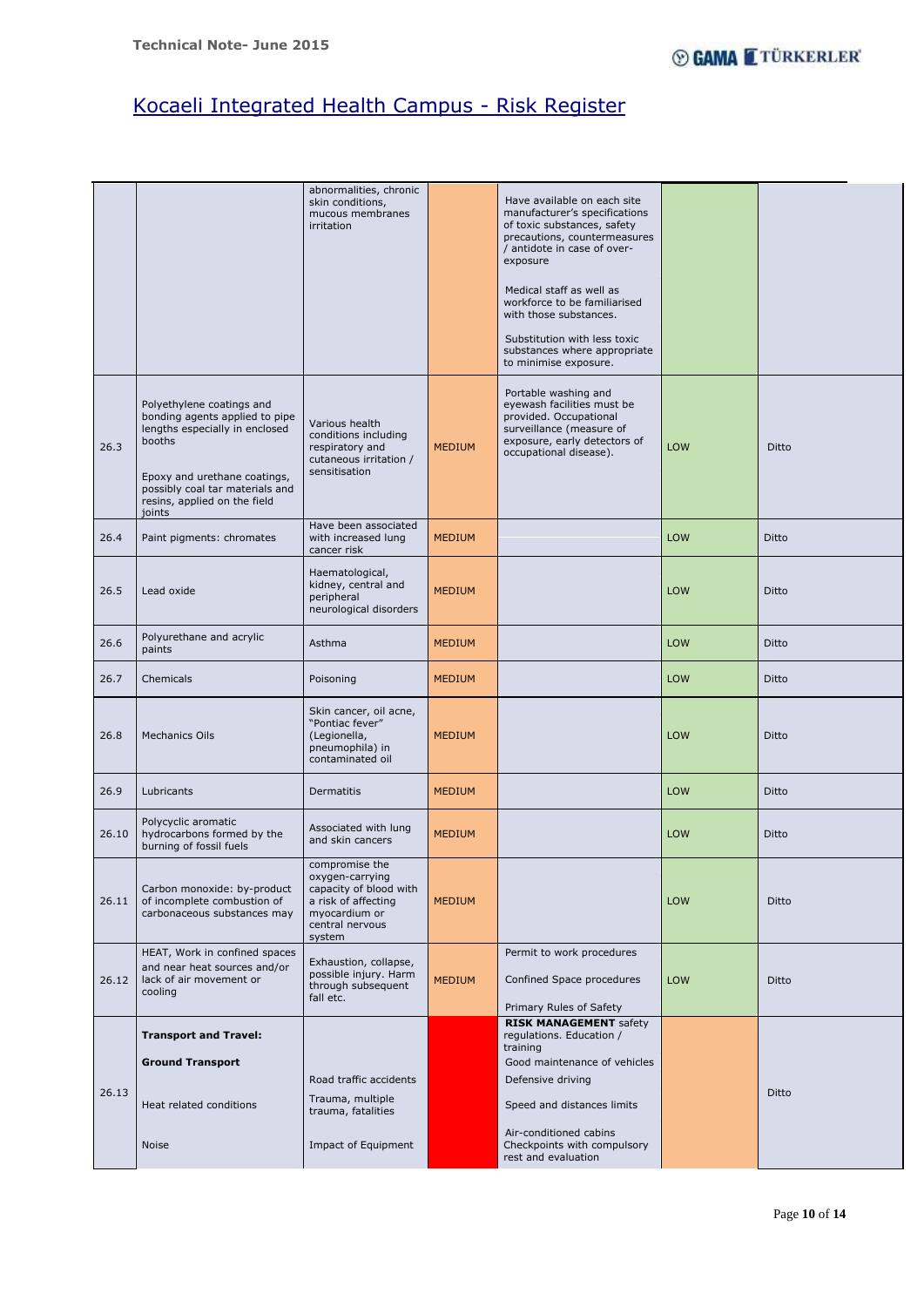## Kocaeli Integrated Health Campus - Risk Register

| | | | | | | |
|---|---|---|---|---|---|---|
| | | abnormalities, chronic skin conditions, mucous membranes irritation | | Have available on each site manufacturer's specifications of toxic substances, safety precautions, countermeasures / antidote in case of over-exposure<br><br>Medical staff as well as workforce to be familiarised with those substances.<br><br>Substitution with less toxic substances where appropriate to minimise exposure. | | |
| 26.3 | Polyethylene coatings and bonding agents applied to pipe lengths especially in enclosed booths<br><br>Epoxy and urethane coatings, possibly coal tar materials and resins, applied on the field joints | Various health conditions including respiratory and cutaneous irritation / sensitisation | MEDIUM | Portable washing and eyewash facilities must be provided. Occupational surveillance (measure of exposure, early detectors of occupational disease). | LOW | Ditto |
| 26.4 | Paint pigments: chromates | Have been associated with increased lung cancer risk | MEDIUM | | LOW | Ditto |
| 26.5 | Lead oxide | Haematological, kidney, central and peripheral neurological disorders | MEDIUM | | LOW | Ditto |
| 26.6 | Polyurethane and acrylic paints | Asthma | MEDIUM | | LOW | Ditto |
| 26.7 | Chemicals | Poisoning | MEDIUM | | LOW | Ditto |
| 26.8 | Mechanics Oils | Skin cancer, oil acne, "Pontiac fever" (Legionella, pneumophila) in contaminated oil | MEDIUM | | LOW | Ditto |
| 26.9 | Lubricants | Dermatitis | MEDIUM | | LOW | Ditto |
| 26.10 | Polycyclic aromatic hydrocarbons formed by the burning of fossil fuels | Associated with lung and skin cancers | MEDIUM | | LOW | Ditto |
| 26.11 | Carbon monoxide: by-product of incomplete combustion of carbonaceous substances may | compromise the oxygen-carrying capacity of blood with a risk of affecting myocardium or central nervous system | MEDIUM | | LOW | Ditto |
| 26.12 | HEAT, Work in confined spaces and near heat sources and/or lack of air movement or cooling | Exhaustion, collapse, possible injury. Harm through subsequent fall etc. | MEDIUM | Permit to work procedures<br><br>Confined Space procedures<br><br>Primary Rules of Safety | LOW | Ditto |
| 26.13 | **Transport and Travel:**<br><br>**Ground Transport**<br><br>Heat related conditions<br><br>Noise | Road traffic accidents<br><br>Trauma, multiple trauma, fatalities<br><br>Impact of Equipment | | **RISK MANAGEMENT** safety regulations. Education / training<br><br>Good maintenance of vehicles<br><br>Defensive driving<br><br>Speed and distances limits<br><br>Air-conditioned cabins Checkpoints with compulsory rest and evaluation | | Ditto |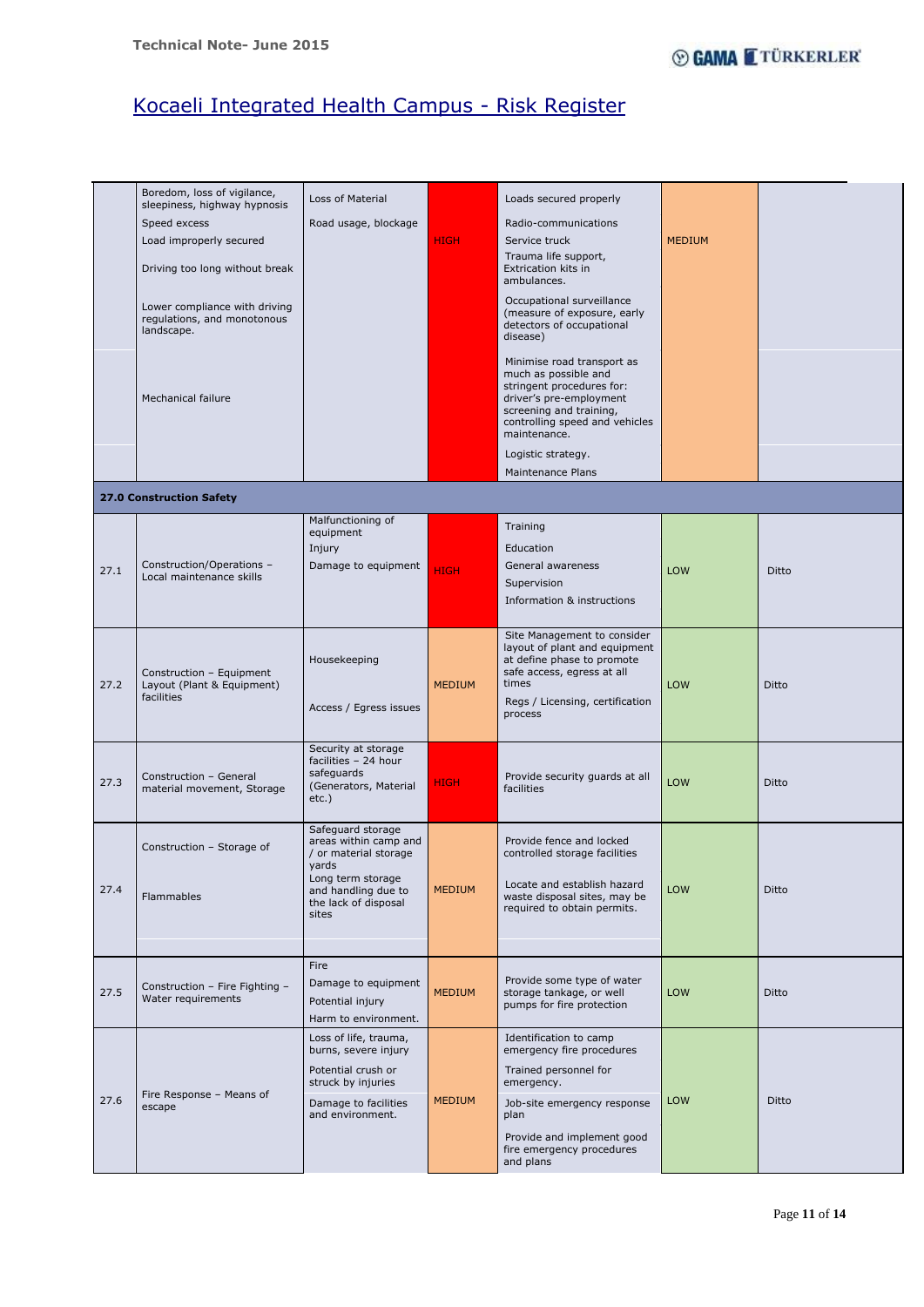# Kocaeli Integrated Health Campus - Risk Register

| | | | | | | |
|---|---|---|---|---|---|---|
| | Boredom, loss of vigilance, sleepiness, highway hypnosis<br>Speed excess<br>Load improperly secured<br>Driving too long without break<br>Lower compliance with driving regulations, and monotonous landscape.<br>Mechanical failure | Loss of Material<br>Road usage, blockage | HIGH | Loads secured properly<br>Radio-communications<br>Service truck<br>Trauma life support, Extrication kits in ambulances.<br>Occupational surveillance (measure of exposure, early detectors of occupational disease)<br>Minimise road transport as much as possible and stringent procedures for: driver's pre-employment screening and training, controlling speed and vehicles maintenance.<br>Logistic strategy.<br>Maintenance Plans | MEDIUM | |
| **27.0 Construction Safety** | | | | | | |
| 27.1 | Construction/Operations – Local maintenance skills | Malfunctioning of equipment<br>Injury<br>Damage to equipment | HIGH | Training<br>Education<br>General awareness<br>Supervision<br>Information & instructions | LOW | Ditto |
| 27.2 | Construction – Equipment Layout (Plant & Equipment) facilities | Housekeeping<br>Access / Egress issues | MEDIUM | Site Management to consider layout of plant and equipment at define phase to promote safe access, egress at all times<br>Regs / Licensing, certification process | LOW | Ditto |
| 27.3 | Construction – General material movement, Storage | Security at storage facilities – 24 hour safeguards (Generators, Material etc.) | HIGH | Provide security guards at all facilities | LOW | Ditto |
| 27.4 | Construction – Storage of Flammables | Safeguard storage areas within camp and / or material storage yards<br>Long term storage and handling due to the lack of disposal sites | MEDIUM | Provide fence and locked controlled storage facilities<br>Locate and establish hazard waste disposal sites, may be required to obtain permits. | LOW | Ditto |
| 27.5 | Construction – Fire Fighting – Water requirements | Fire<br>Damage to equipment<br>Potential injury<br>Harm to environment. | MEDIUM | Provide some type of water storage tankage, or well pumps for fire protection | LOW | Ditto |
| 27.6 | Fire Response – Means of escape | Loss of life, trauma, burns, severe injury<br>Potential crush or struck by injuries<br>Damage to facilities and environment. | MEDIUM | Identification to camp emergency fire procedures<br>Trained personnel for emergency.<br>Job-site emergency response plan<br>Provide and implement good fire emergency procedures and plans | LOW | Ditto |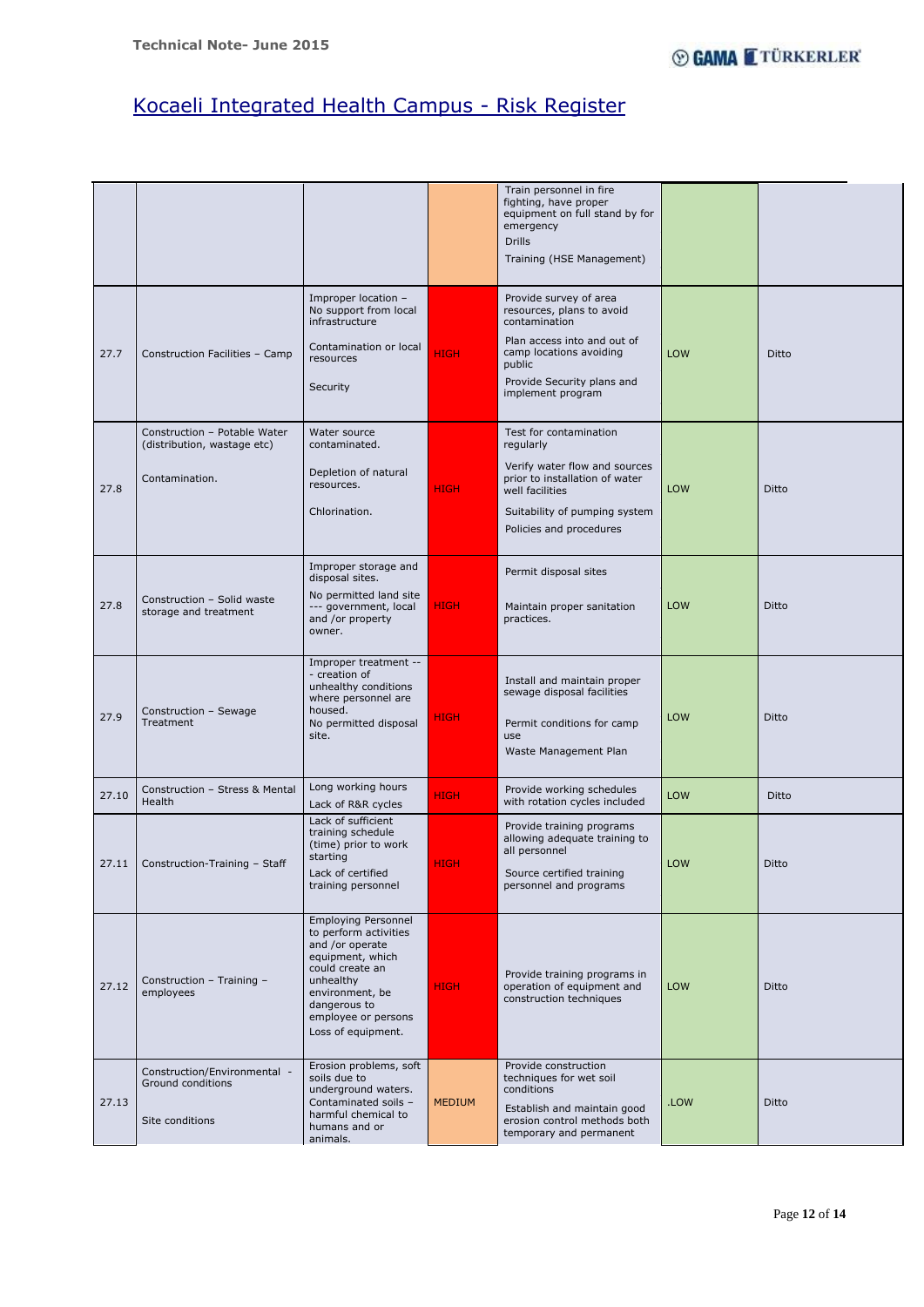# Kocaeli Integrated Health Campus - Risk Register

| | | | | | | |
|---|---|---|---|---|---|---|
| | | | | Train personnel in fire fighting, have proper equipment on full stand by for emergency<br>Drills<br>Training (HSE Management) | | |
| 27.7 | Construction Facilities – Camp | Improper location – No support from local infrastructure<br>Contamination or local resources<br>Security | HIGH | Provide survey of area resources, plans to avoid contamination<br>Plan access into and out of camp locations avoiding public<br>Provide Security plans and implement program | LOW | Ditto |
| 27.8 | Construction – Potable Water (distribution, wastage etc)<br>Contamination. | Water source contaminated.<br>Depletion of natural resources.<br>Chlorination. | HIGH | Test for contamination regularly<br>Verify water flow and sources prior to installation of water well facilities<br>Suitability of pumping system<br>Policies and procedures | LOW | Ditto |
| 27.8 | Construction – Solid waste storage and treatment | Improper storage and disposal sites.<br>No permitted land site --- government, local and /or property owner. | HIGH | Permit disposal sites<br>Maintain proper sanitation practices. | LOW | Ditto |
| 27.9 | Construction – Sewage Treatment | Improper treatment --- creation of unhealthy conditions where personnel are housed.<br>No permitted disposal site. | HIGH | Install and maintain proper sewage disposal facilities<br>Permit conditions for camp use<br>Waste Management Plan | LOW | Ditto |
| 27.10 | Construction – Stress & Mental Health | Long working hours<br>Lack of R&R cycles | HIGH | Provide working schedules with rotation cycles included | LOW | Ditto |
| 27.11 | Construction-Training – Staff | Lack of sufficient training schedule (time) prior to work starting<br>Lack of certified training personnel | HIGH | Provide training programs allowing adequate training to all personnel<br>Source certified training personnel and programs | LOW | Ditto |
| 27.12 | Construction – Training – employees | Employing Personnel to perform activities and /or operate equipment, which could create an unhealthy environment, be dangerous to employee or persons<br>Loss of equipment. | HIGH | Provide training programs in operation of equipment and construction techniques | LOW | Ditto |
| 27.13 | Construction/Environmental - Ground conditions<br>Site conditions | Erosion problems, soft soils due to underground waters. Contaminated soils – harmful chemical to humans and or animals. | MEDIUM | Provide construction techniques for wet soil conditions<br>Establish and maintain good erosion control methods both temporary and permanent | .LOW | Ditto |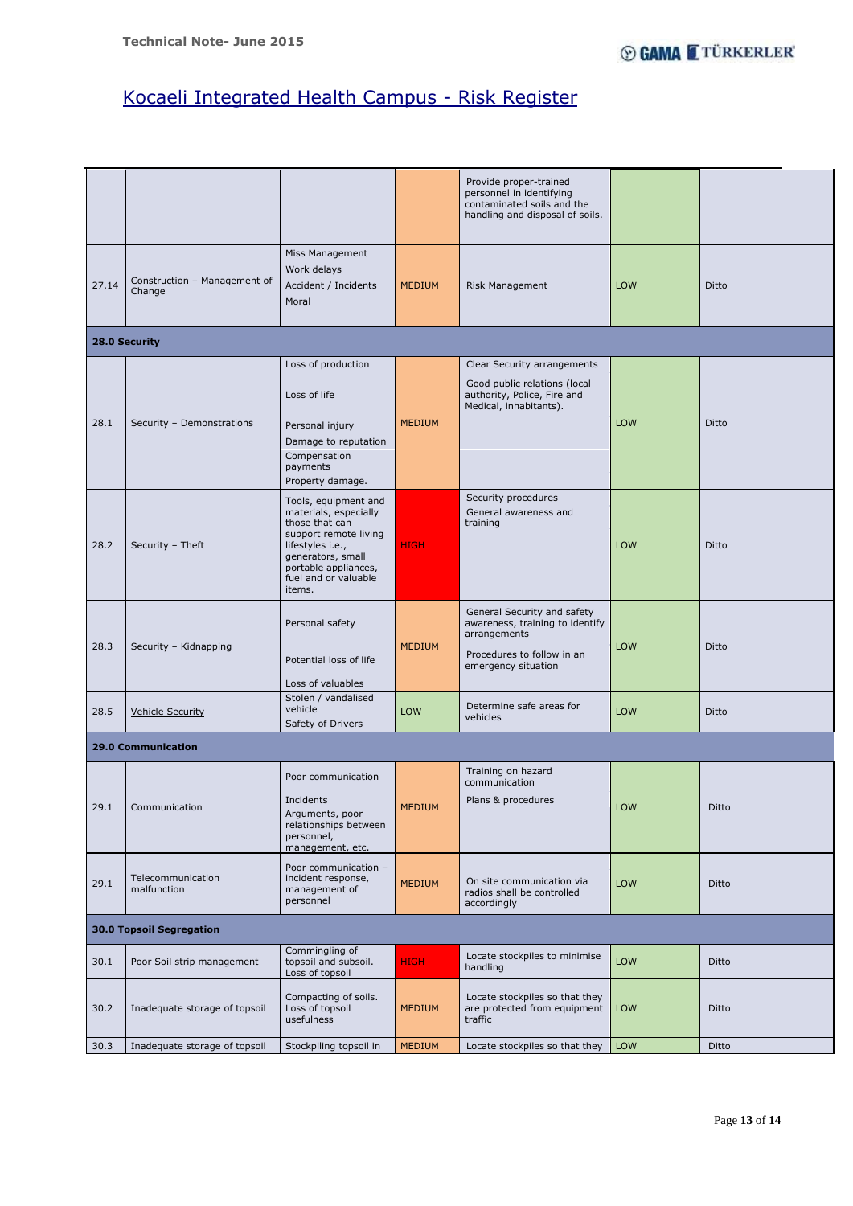## Kocaeli Integrated Health Campus - Risk Register

| | | | | | | |
|---|---|---|---|---|---|---|
| | | | | Provide proper-trained personnel in identifying contaminated soils and the handling and disposal of soils. | | |
| 27.14 | Construction – Management of Change | Miss Management<br>Work delays<br>Accident / Incidents<br>Moral | MEDIUM | Risk Management | LOW | Ditto |
| **28.0 Security** | | | | | | |
| 28.1 | Security – Demonstrations | Loss of production<br>Loss of life<br>Personal injury<br>Damage to reputation<br>Compensation payments<br>Property damage. | MEDIUM | Clear Security arrangements<br>Good public relations (local authority, Police, Fire and Medical, inhabitants). | LOW | Ditto |
| 28.2 | Security – Theft | Tools, equipment and materials, especially those that can support remote living lifestyles i.e., generators, small portable appliances, fuel and or valuable items. | HIGH | Security procedures<br>General awareness and training | LOW | Ditto |
| 28.3 | Security – Kidnapping | Personal safety<br>Potential loss of life<br>Loss of valuables | MEDIUM | General Security and safety awareness, training to identify arrangements<br>Procedures to follow in an emergency situation | LOW | Ditto |
| 28.5 | Vehicle Security | Stolen / vandalised vehicle<br>Safety of Drivers | LOW | Determine safe areas for vehicles | LOW | Ditto |
| **29.0 Communication** | | | | | | |
| 29.1 | Communication | Poor communication<br>Incidents<br>Arguments, poor relationships between personnel, management, etc. | MEDIUM | Training on hazard communication<br>Plans & procedures | LOW | Ditto |
| 29.1 | Telecommunication malfunction | Poor communication – incident response, management of personnel | MEDIUM | On site communication via radios shall be controlled accordingly | LOW | Ditto |
| **30.0 Topsoil Segregation** | | | | | | |
| 30.1 | Poor Soil strip management | Commingling of topsoil and subsoil. Loss of topsoil | HIGH | Locate stockpiles to minimise handling | LOW | Ditto |
| 30.2 | Inadequate storage of topsoil | Compacting of soils. Loss of topsoil usefulness | MEDIUM | Locate stockpiles so that they are protected from equipment traffic | LOW | Ditto |
| 30.3 | Inadequate storage of topsoil | Stockpiling topsoil in | MEDIUM | Locate stockpiles so that they | LOW | Ditto |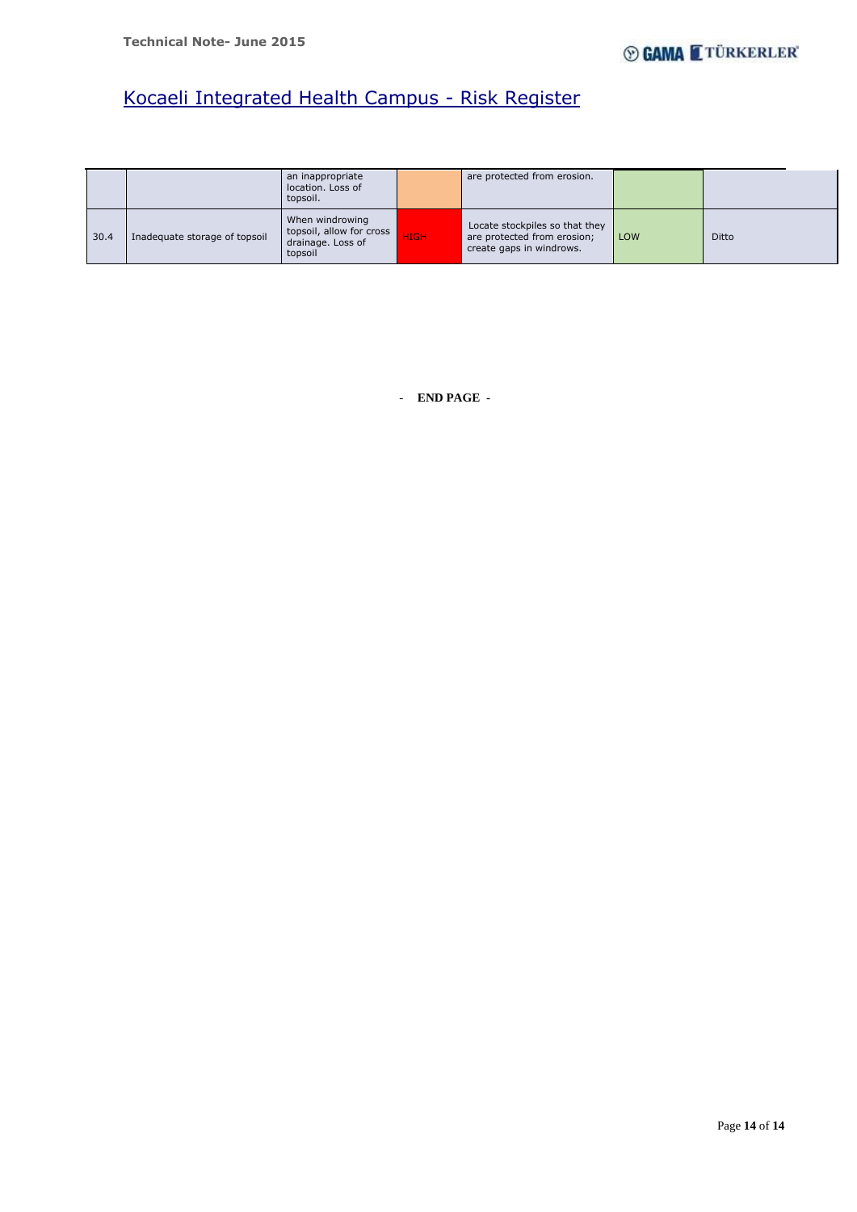## Kocaeli Integrated Health Campus - Risk Register

| | | | | | | |
|---|---|---|---|---|---|---|
| | | an inappropriate location. Loss of topsoil. | | are protected from erosion. | | |
| 30.4 | Inadequate storage of topsoil | When windrowing topsoil, allow for cross drainage. Loss of topsoil | HIGH | Locate stockpiles so that they are protected from erosion; create gaps in windrows. | LOW | Ditto |

- **END PAGE** -